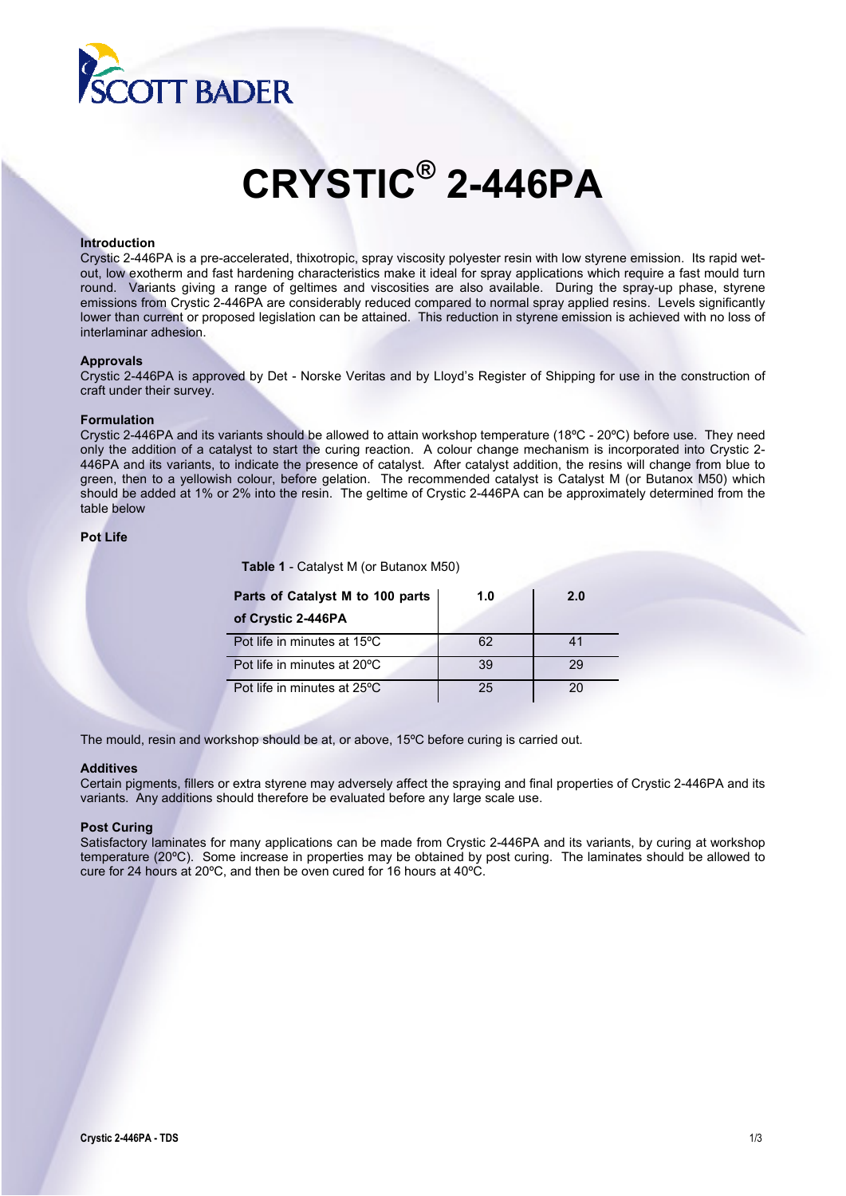# CRYSTIC® 2-446PA

## Introduction

Crystic 2-446PA is a pre-accelerated, thixotropic, spray viscosity polyester resin with low styrene emission. Its rapid wet-out, low exotherm and fast hardening characteristics make it ideal for spray applications which require a fast mould turn round. Variants giving a range of geltimes and viscosities are also available. During the spray-up phase, styrene emissions from Crystic 2-446PA are considerably reduced compared to normal spray applied resins. Levels significantly lower than current or proposed legislation can be attained. This reduction in styrene emission is achieved with no loss of interlaminar adhesion.

## Approvals

Crystic 2-446PA is approved by Det - Norske Veritas and by Lloyd's Register of Shipping for use in the construction of craft under their survey.

## Formulation

Crystic 2-446PA and its variants should be allowed to attain workshop temperature (18ºC - 20ºC) before use. They need only the addition of a catalyst to start the curing reaction. A colour change mechanism is incorporated into Crystic 2-446PA and its variants, to indicate the presence of catalyst. After catalyst addition, the resins will change from blue to green, then to a yellowish colour, before gelation. The recommended catalyst is Catalyst M (or Butanox M50) which should be added at 1% or 2% into the resin. The geltime of Crystic 2-446PA can be approximately determined from the table below

## Pot Life

**Table 1** - Catalyst M (or Butanox M50)

| Parts of Catalyst M to 100 parts of Crystic 2-446PA | 1.0 | 2.0 |
|---|---|---|
| Pot life in minutes at 15ºC | 62 | 41 |
| Pot life in minutes at 20ºC | 39 | 29 |
| Pot life in minutes at 25ºC | 25 | 20 |

The mould, resin and workshop should be at, or above, 15ºC before curing is carried out.

## Additives

Certain pigments, fillers or extra styrene may adversely affect the spraying and final properties of Crystic 2-446PA and its variants. Any additions should therefore be evaluated before any large scale use.

## Post Curing

Satisfactory laminates for many applications can be made from Crystic 2-446PA and its variants, by curing at workshop temperature (20ºC). Some increase in properties may be obtained by post curing. The laminates should be allowed to cure for 24 hours at 20ºC, and then be oven cured for 16 hours at 40ºC.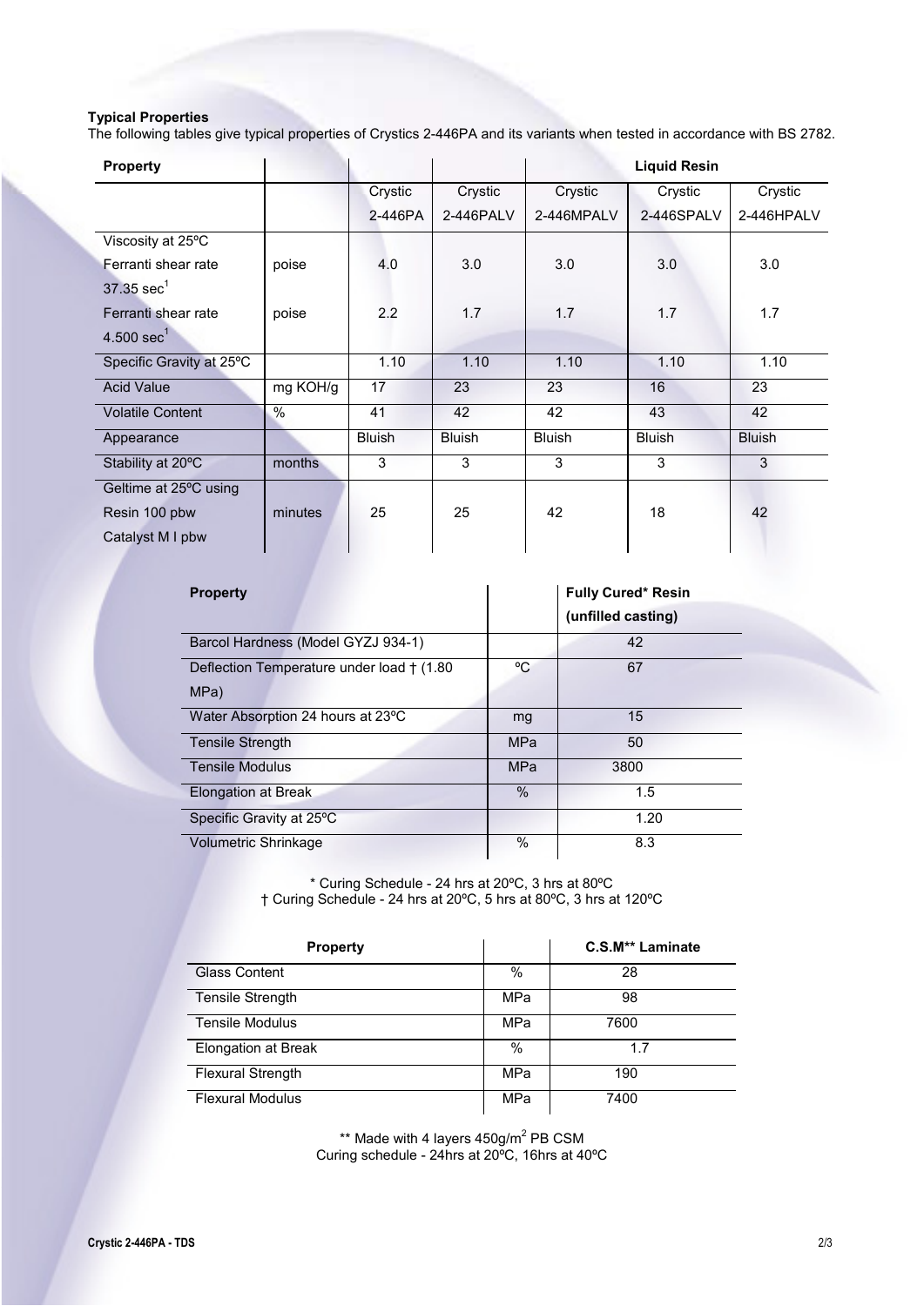**Typical Properties**

The following tables give typical properties of Crystics 2-446PA and its variants when tested in accordance with BS 2782.

| Property | | | | Liquid Resin | | |
|---|---|---|---|---|---|---|
| | | Crystic 2-446PA | Crystic 2-446PALV | Crystic 2-446MPALV | Crystic 2-446SPALV | Crystic 2-446HPALV |
| Viscosity at 25ºC Ferranti shear rate 37.35 $sec^1$ | poise | 4.0 | 3.0 | 3.0 | 3.0 | 3.0 |
| Ferranti shear rate 4.500 $sec^1$ | poise | 2.2 | 1.7 | 1.7 | 1.7 | 1.7 |
| Specific Gravity at 25ºC | | 1.10 | 1.10 | 1.10 | 1.10 | 1.10 |
| Acid Value | mg KOH/g | 17 | 23 | 23 | 16 | 23 |
| Volatile Content | % | 41 | 42 | 42 | 43 | 42 |
| Appearance | | Bluish | Bluish | Bluish | Bluish | Bluish |
| Stability at 20ºC | months | 3 | 3 | 3 | 3 | 3 |
| Geltime at 25ºC using Resin 100 pbw Catalyst M I pbw | minutes | 25 | 25 | 42 | 18 | 42 |

| Property | | Fully Cured* Resin (unfilled casting) |
|---|---|---|
| Barcol Hardness (Model GYZJ 934-1) | | 42 |
| Deflection Temperature under load † (1.80 MPa) | ºC | 67 |
| Water Absorption 24 hours at 23ºC | mg | 15 |
| Tensile Strength | MPa | 50 |
| Tensile Modulus | MPa | 3800 |
| Elongation at Break | % | 1.5 |
| Specific Gravity at 25ºC | | 1.20 |
| Volumetric Shrinkage | % | 8.3 |

\* Curing Schedule - 24 hrs at 20ºC, 3 hrs at 80ºC
† Curing Schedule - 24 hrs at 20ºC, 5 hrs at 80ºC, 3 hrs at 120ºC

| Property | | C.S.M** Laminate |
|---|---|---|
| Glass Content | % | 28 |
| Tensile Strength | MPa | 98 |
| Tensile Modulus | MPa | 7600 |
| Elongation at Break | % | 1.7 |
| Flexural Strength | MPa | 190 |
| Flexural Modulus | MPa | 7400 |

\** Made with 4 layers 450g/$m^2$ PB CSM
Curing schedule - 24hrs at 20ºC, 16hrs at 40ºC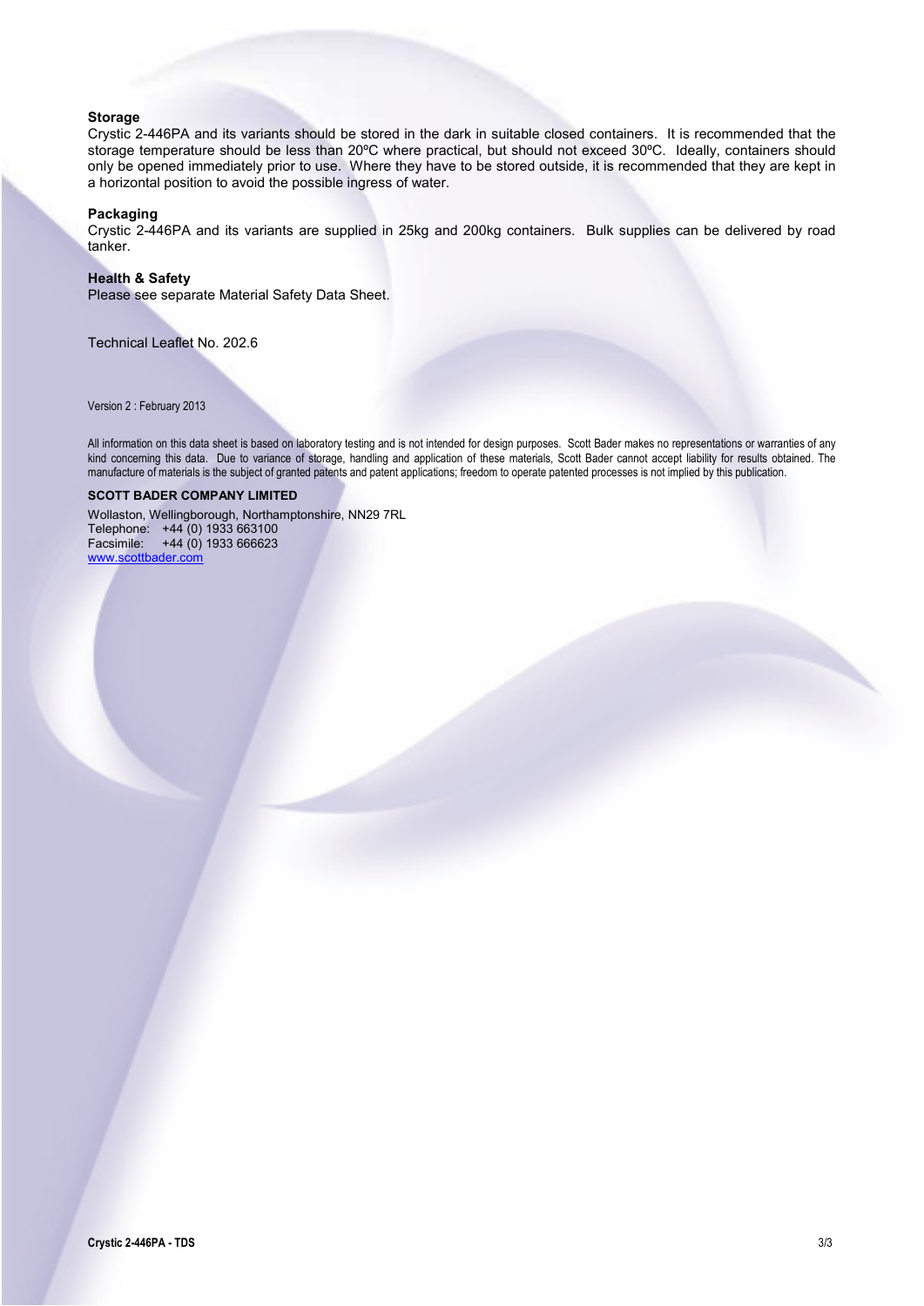### Storage

Crystic 2-446PA and its variants should be stored in the dark in suitable closed containers. It is recommended that the storage temperature should be less than 20ºC where practical, but should not exceed 30ºC. Ideally, containers should only be opened immediately prior to use. Where they have to be stored outside, it is recommended that they are kept in a horizontal position to avoid the possible ingress of water.

### Packaging

Crystic 2-446PA and its variants are supplied in 25kg and 200kg containers. Bulk supplies can be delivered by road tanker.

### Health & Safety

Please see separate Material Safety Data Sheet.

Technical Leaflet No. 202.6

Version 2 : February 2013

All information on this data sheet is based on laboratory testing and is not intended for design purposes. Scott Bader makes no representations or warranties of any kind concerning this data. Due to variance of storage, handling and application of these materials, Scott Bader cannot accept liability for results obtained. The manufacture of materials is the subject of granted patents and patent applications; freedom to operate patented processes is not implied by this publication.

**SCOTT BADER COMPANY LIMITED**

Wollaston, Wellingborough, Northamptonshire, NN29 7RL
Telephone: +44 (0) 1933 663100
Facsimile: +44 (0) 1933 666623
www.scottbader.com